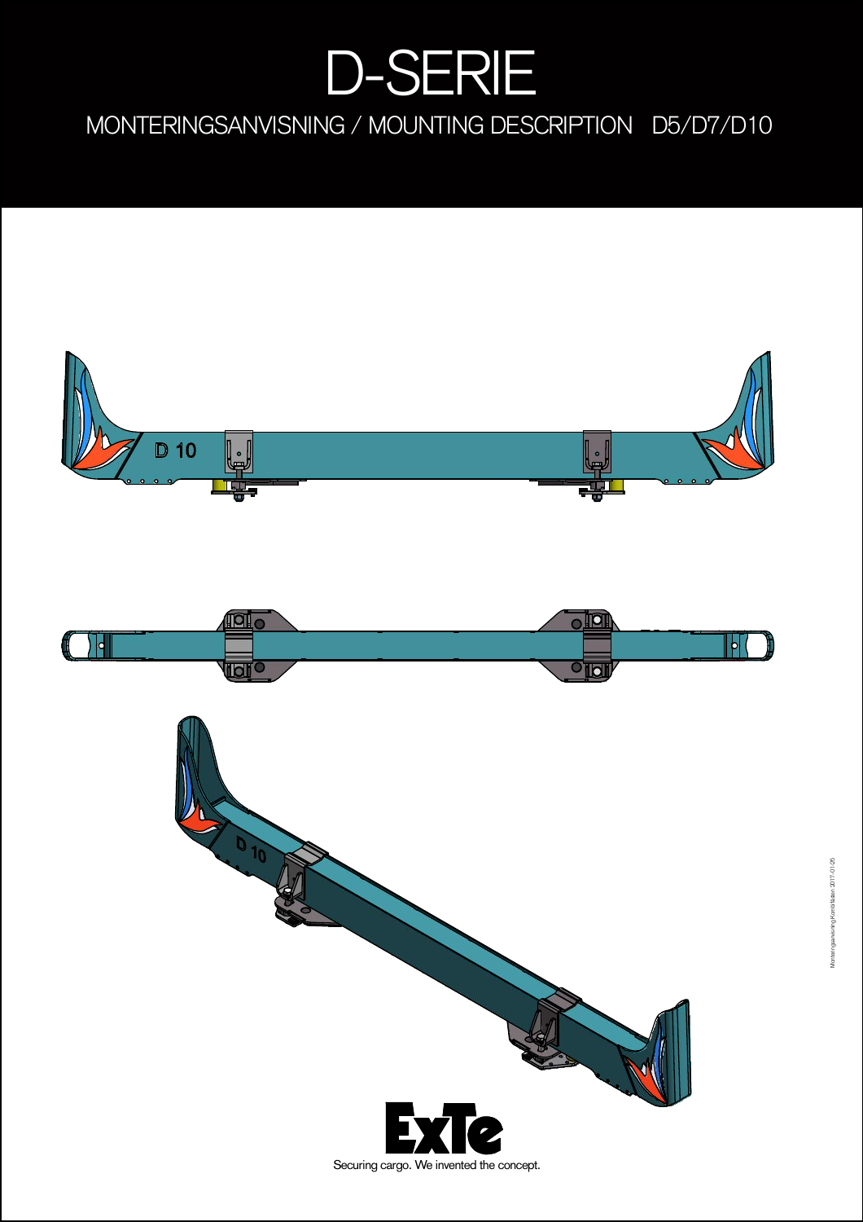# D-SERIE

## MONTERINGSANVISNING / MOUNTING DESCRIPTION D5/D7/D10

ExTe

Securing cargo. We invented the concept.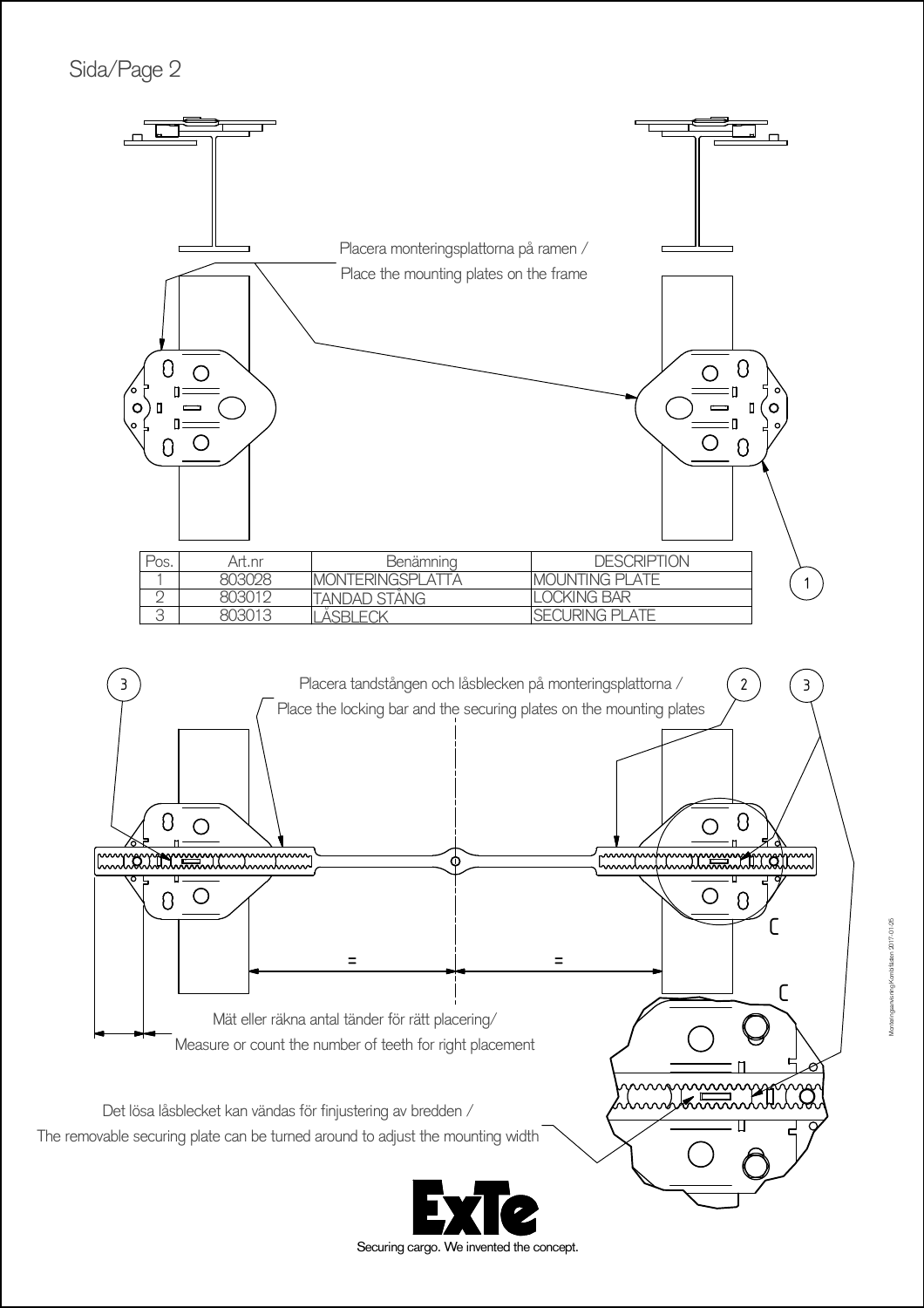Sida/Page 2

Placera monteringsplattorna på ramen /
Place the mounting plates on the frame

| Pos. | Art.nr | Benämning | DESCRIPTION |
| --- | --- | --- | --- |
| 1 | 803028 | MONTERINGSPLATTA | MOUNTING PLATE |
| 2 | 803012 | TANDAD STÅNG | LOCKING BAR |
| 3 | 803013 | LÅSBLECK | SECURING PLATE |

Placera tandstången och låsblecken på monteringsplattorna /
Place the locking bar and the securing plates on the mounting plates

Mät eller räkna antal tänder för rätt placering/
Measure or count the number of teeth for right placement

Det lösa låsblecket kan vändas för finjustering av bredden /
The removable securing plate can be turned around to adjust the mounting width

ExTe

Securing cargo. We invented the concept.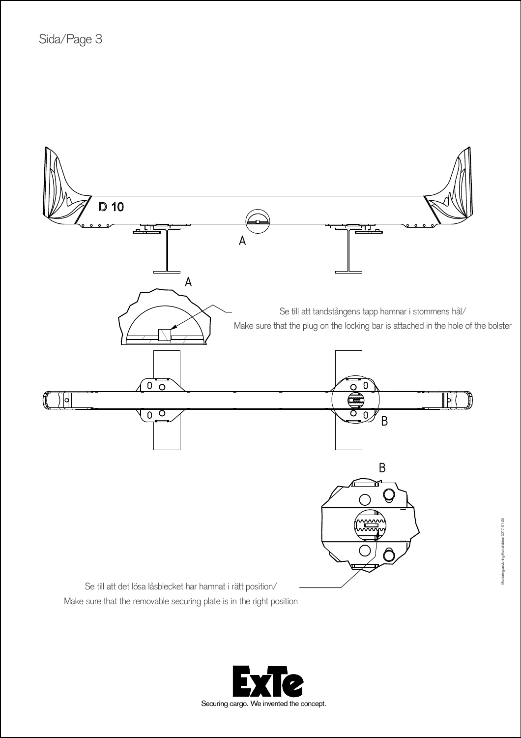D 10

A

A

Se till att tandstångens tapp hamnar i stommens hål/
Make sure that the plug on the locking bar is attached in the hole of the bolster

B

B

Se till att det lösa låsblecket har hamnat i rätt position/
Make sure that the removable securing plate is in the right position

Securing cargo. We invented the concept.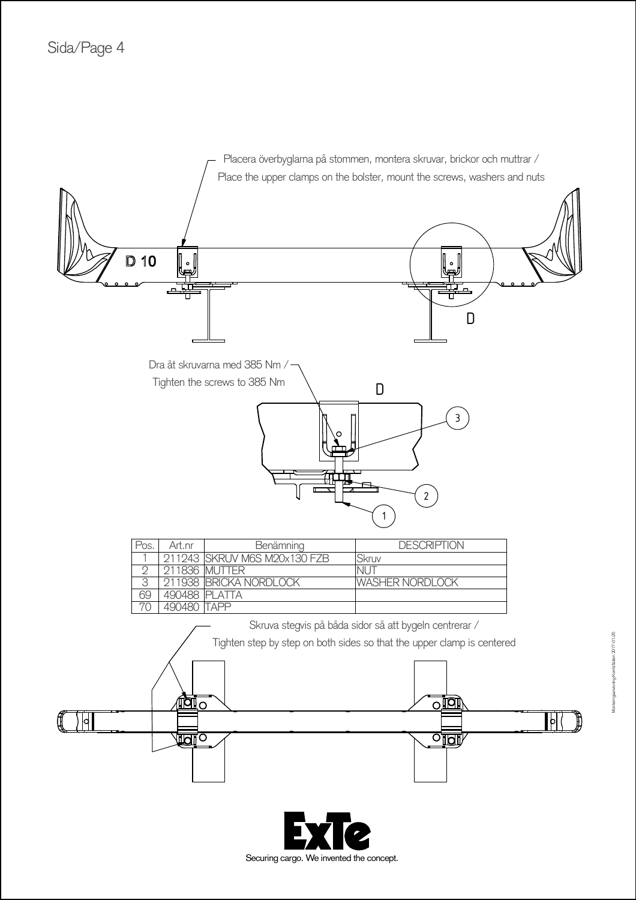Placera överbyglarna på stommen, montera skruvar, brickor och muttrar /
Place the upper clamps on the bolster, mount the screws, washers and nuts

D 10

D

Dra åt skruvarna med 385 Nm /
Tighten the screws to 385 Nm

D

3

2

1

| Pos. | Art.nr | Benämning | DESCRIPTION |
|---|---|---|---|
| 1 | 211243 | SKRUV M6S M20x130 FZB | Skruv |
| 2 | 211836 | MUTTER | NUT |
| 3 | 211938 | BRICKA NORDLOCK | WASHER NORDLOCK |
| 69 | 490488 | PLATTA | |
| 70 | 490480 | TAPP | |

Skruva stegvis på båda sidor så att bygeln centrerar /
Tighten step by step on both sides so that the upper clamp is centered

ExTe

Securing cargo. We invented the concept.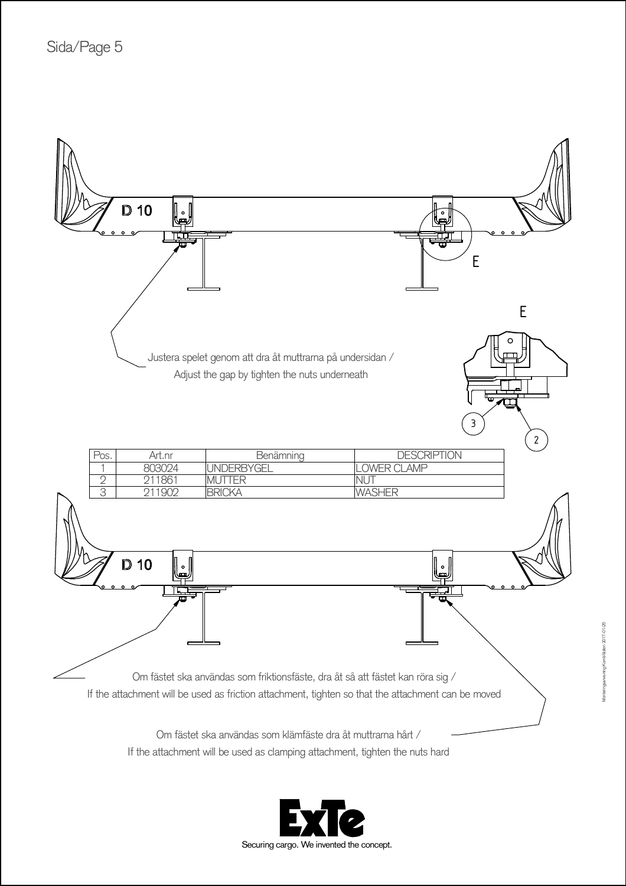D 10

E

E

Justera spelet genom att dra åt muttrarna på undersidan /
Adjust the gap by tighten the nuts underneath

3

2

| Pos. | Art.nr | Benämning | DESCRIPTION |
|---|---|---|---|
| 1 | 803024 | UNDERBYGEL | LOWER CLAMP |
| 2 | 211861 | MUTTER | NUT |
| 3 | 211902 | BRICKA | WASHER |

D 10

Om fästet ska användas som friktionsfäste, dra åt så att fästet kan röra sig /
If the attachment will be used as friction attachment, tighten so that the attachment can be moved

Om fästet ska användas som klämfäste dra åt muttrarna hårt /
If the attachment will be used as clamping attachment, tighten the nuts hard

ExTe
Securing cargo. We invented the concept.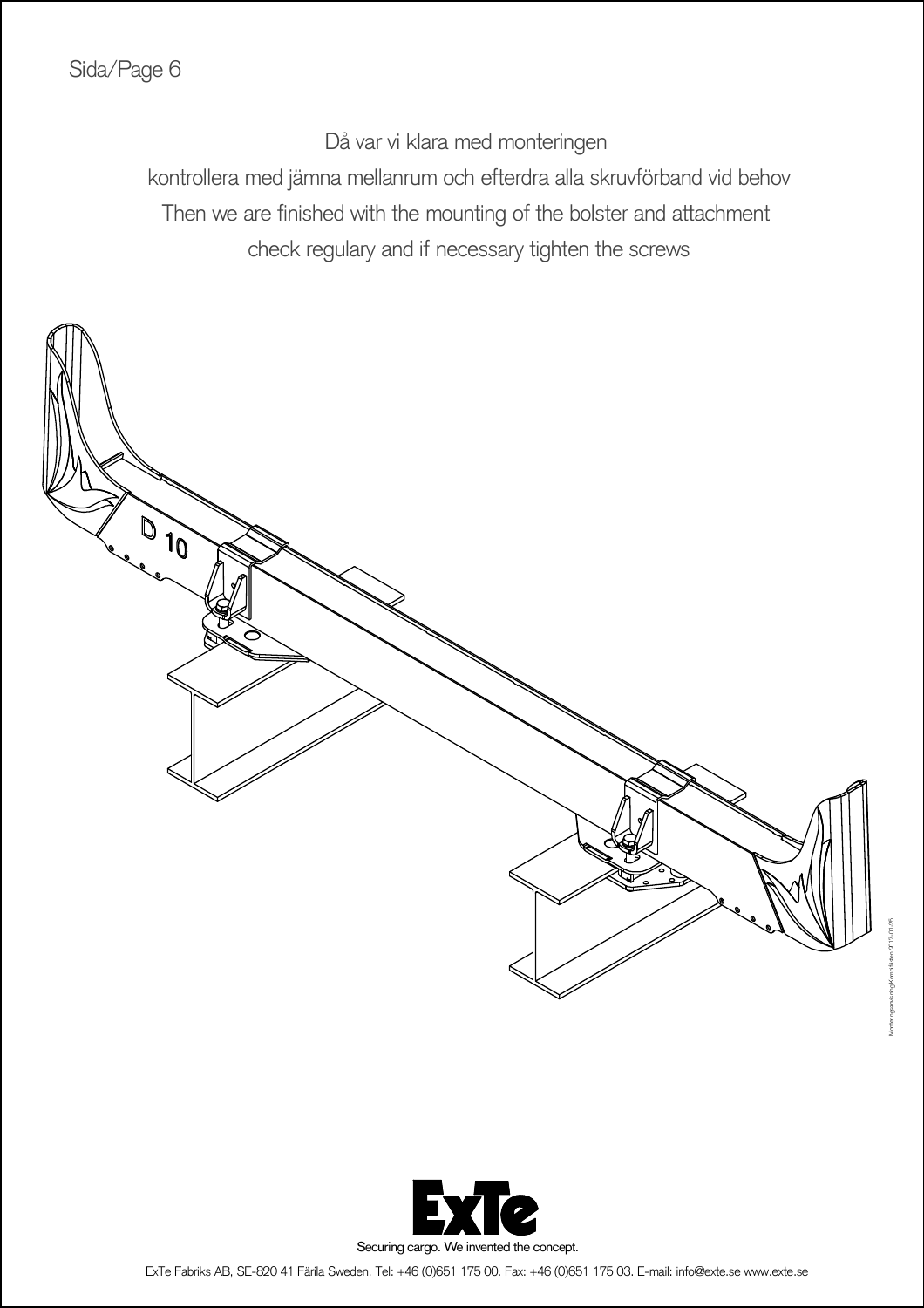Då var vi klara med monteringen

kontrollera med jämna mellanrum och efterdra alla skruvförband vid behov

Then we are finished with the mounting of the bolster and attachment

check regulary and if necessary tighten the screws

Securing cargo. We invented the concept.

ExTe Fabriks AB, SE-820 41 Färila Sweden. Tel: +46 (0)651 175 00. Fax: +46 (0)651 175 03. E-mail: info@exte.se www.exte.se